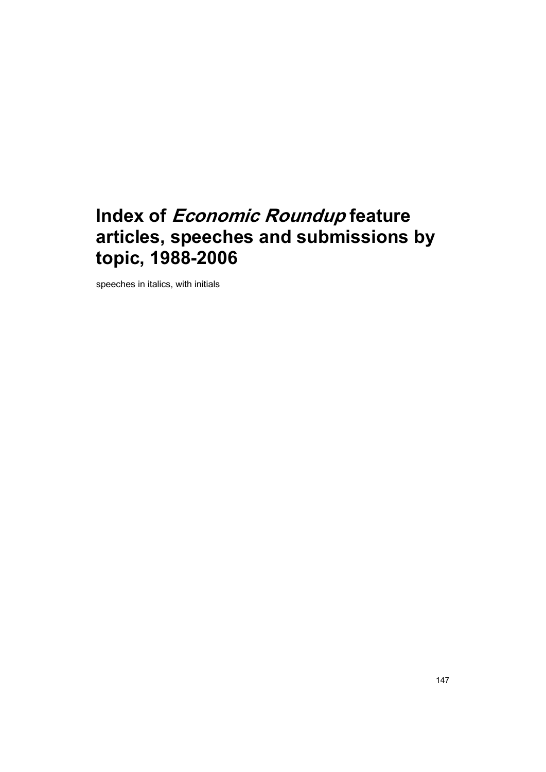# Index of *Economic Roundup* feature articles, speeches and submissions by topic, 1988-2006

speeches in italics, with initials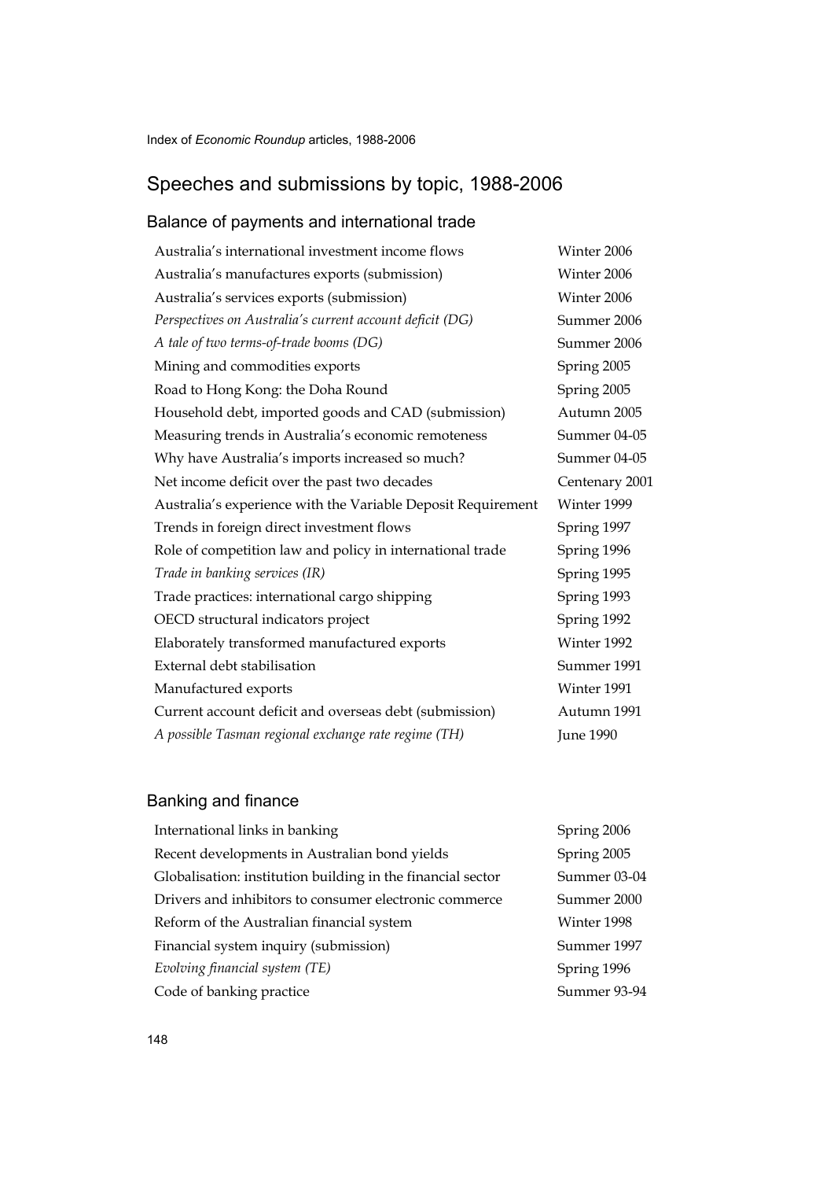# Speeches and submissions by topic, 1988-2006

## Balance of payments and international trade

| | |
|---|---|
| Australia's international investment income flows | Winter 2006 |
| Australia's manufactures exports (submission) | Winter 2006 |
| Australia's services exports (submission) | Winter 2006 |
| *Perspectives on Australia's current account deficit (DG)* | Summer 2006 |
| *A tale of two terms-of-trade booms (DG)* | Summer 2006 |
| Mining and commodities exports | Spring 2005 |
| Road to Hong Kong: the Doha Round | Spring 2005 |
| Household debt, imported goods and CAD (submission) | Autumn 2005 |
| Measuring trends in Australia's economic remoteness | Summer 04-05 |
| Why have Australia's imports increased so much? | Summer 04-05 |
| Net income deficit over the past two decades | Centenary 2001 |
| Australia's experience with the Variable Deposit Requirement | Winter 1999 |
| Trends in foreign direct investment flows | Spring 1997 |
| Role of competition law and policy in international trade | Spring 1996 |
| *Trade in banking services (IR)* | Spring 1995 |
| Trade practices: international cargo shipping | Spring 1993 |
| OECD structural indicators project | Spring 1992 |
| Elaborately transformed manufactured exports | Winter 1992 |
| External debt stabilisation | Summer 1991 |
| Manufactured exports | Winter 1991 |
| Current account deficit and overseas debt (submission) | Autumn 1991 |
| *A possible Tasman regional exchange rate regime (TH)* | June 1990 |

## Banking and finance

| | |
|---|---|
| International links in banking | Spring 2006 |
| Recent developments in Australian bond yields | Spring 2005 |
| Globalisation: institution building in the financial sector | Summer 03-04 |
| Drivers and inhibitors to consumer electronic commerce | Summer 2000 |
| Reform of the Australian financial system | Winter 1998 |
| Financial system inquiry (submission) | Summer 1997 |
| *Evolving financial system (TE)* | Spring 1996 |
| Code of banking practice | Summer 93-94 |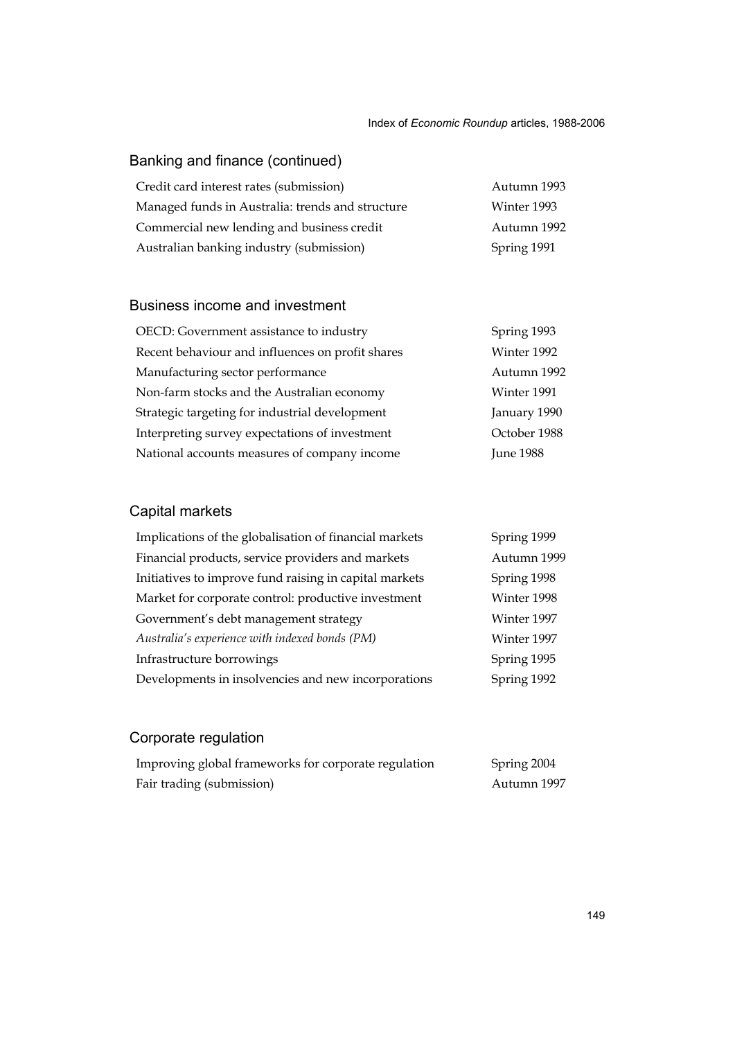## Banking and finance (continued)

| | |
|---|---|
| Credit card interest rates (submission) | Autumn 1993 |
| Managed funds in Australia: trends and structure | Winter 1993 |
| Commercial new lending and business credit | Autumn 1992 |
| Australian banking industry (submission) | Spring 1991 |

## Business income and investment

| | |
|---|---|
| OECD: Government assistance to industry | Spring 1993 |
| Recent behaviour and influences on profit shares | Winter 1992 |
| Manufacturing sector performance | Autumn 1992 |
| Non-farm stocks and the Australian economy | Winter 1991 |
| Strategic targeting for industrial development | January 1990 |
| Interpreting survey expectations of investment | October 1988 |
| National accounts measures of company income | June 1988 |

## Capital markets

| | |
|---|---|
| Implications of the globalisation of financial markets | Spring 1999 |
| Financial products, service providers and markets | Autumn 1999 |
| Initiatives to improve fund raising in capital markets | Spring 1998 |
| Market for corporate control: productive investment | Winter 1998 |
| Government's debt management strategy | Winter 1997 |
| *Australia's experience with indexed bonds (PM)* | Winter 1997 |
| Infrastructure borrowings | Spring 1995 |
| Developments in insolvencies and new incorporations | Spring 1992 |

## Corporate regulation

| | |
|---|---|
| Improving global frameworks for corporate regulation | Spring 2004 |
| Fair trading (submission) | Autumn 1997 |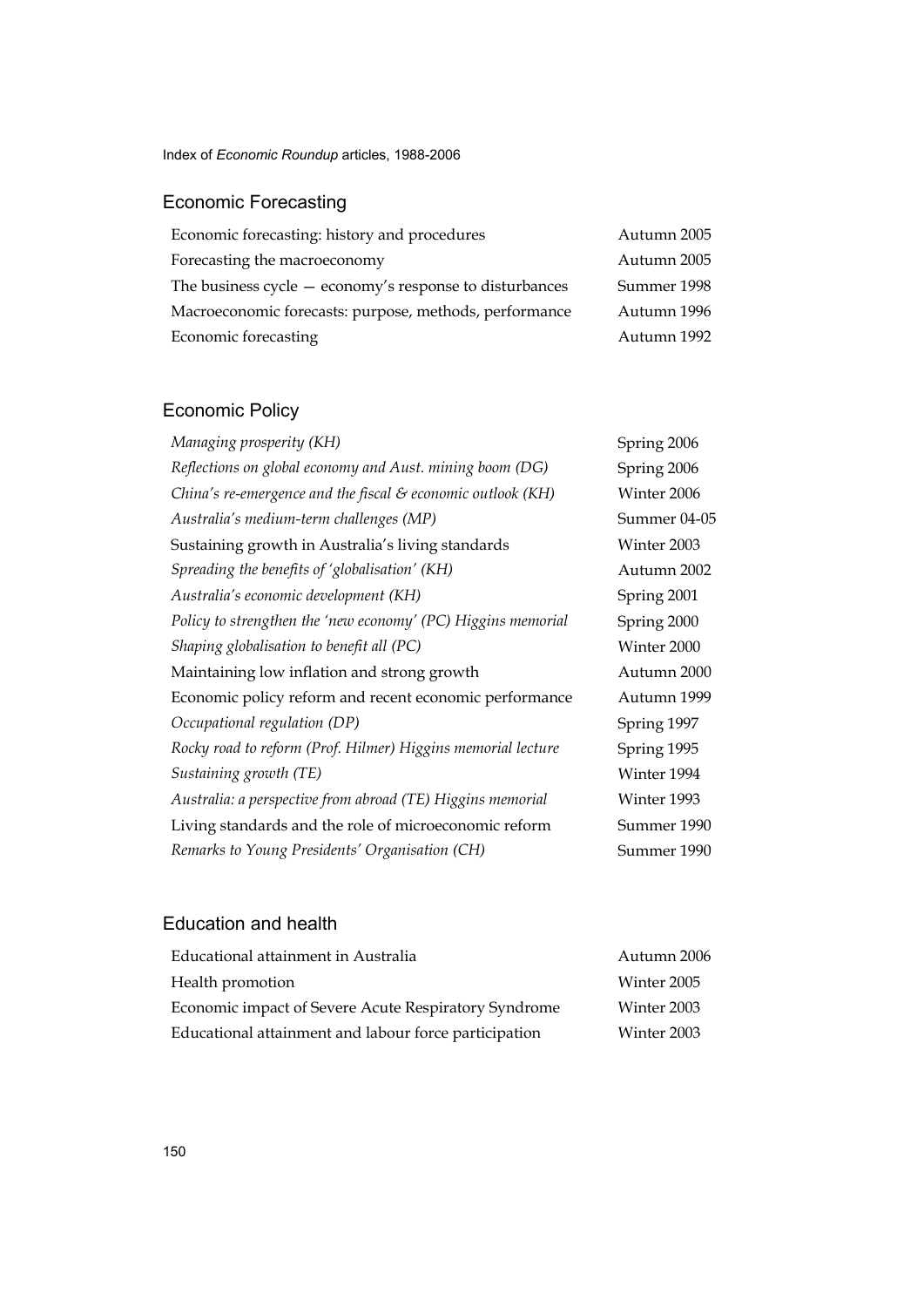## Economic Forecasting

| | |
|---|---|
| Economic forecasting: history and procedures | Autumn 2005 |
| Forecasting the macroeconomy | Autumn 2005 |
| The business cycle — economy's response to disturbances | Summer 1998 |
| Macroeconomic forecasts: purpose, methods, performance | Autumn 1996 |
| Economic forecasting | Autumn 1992 |

## Economic Policy

| | |
|---|---|
| *Managing prosperity (KH)* | Spring 2006 |
| *Reflections on global economy and Aust. mining boom (DG)* | Spring 2006 |
| *China's re-emergence and the fiscal & economic outlook (KH)* | Winter 2006 |
| *Australia's medium-term challenges (MP)* | Summer 04-05 |
| Sustaining growth in Australia's living standards | Winter 2003 |
| *Spreading the benefits of 'globalisation' (KH)* | Autumn 2002 |
| *Australia's economic development (KH)* | Spring 2001 |
| *Policy to strengthen the 'new economy' (PC) Higgins memorial* | Spring 2000 |
| *Shaping globalisation to benefit all (PC)* | Winter 2000 |
| Maintaining low inflation and strong growth | Autumn 2000 |
| Economic policy reform and recent economic performance | Autumn 1999 |
| *Occupational regulation (DP)* | Spring 1997 |
| *Rocky road to reform (Prof. Hilmer) Higgins memorial lecture* | Spring 1995 |
| *Sustaining growth (TE)* | Winter 1994 |
| *Australia: a perspective from abroad (TE) Higgins memorial* | Winter 1993 |
| Living standards and the role of microeconomic reform | Summer 1990 |
| *Remarks to Young Presidents' Organisation (CH)* | Summer 1990 |

## Education and health

| | |
|---|---|
| Educational attainment in Australia | Autumn 2006 |
| Health promotion | Winter 2005 |
| Economic impact of Severe Acute Respiratory Syndrome | Winter 2003 |
| Educational attainment and labour force participation | Winter 2003 |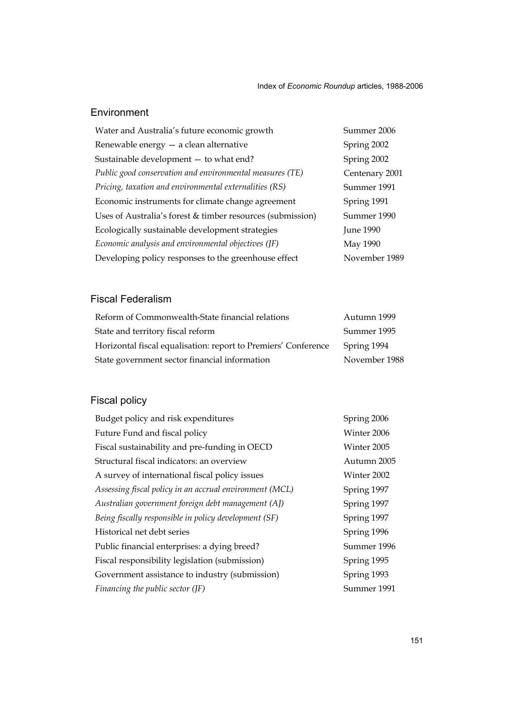## Environment

| | |
|---|---|
| Water and Australia's future economic growth | Summer 2006 |
| Renewable energy — a clean alternative | Spring 2002 |
| Sustainable development — to what end? | Spring 2002 |
| *Public good conservation and environmental measures (TE)* | Centenary 2001 |
| *Pricing, taxation and environmental externalities (RS)* | Summer 1991 |
| Economic instruments for climate change agreement | Spring 1991 |
| Uses of Australia's forest & timber resources (submission) | Summer 1990 |
| Ecologically sustainable development strategies | June 1990 |
| *Economic analysis and environmental objectives (JF)* | May 1990 |
| Developing policy responses to the greenhouse effect | November 1989 |

## Fiscal Federalism

| | |
|---|---|
| Reform of Commonwealth-State financial relations | Autumn 1999 |
| State and territory fiscal reform | Summer 1995 |
| Horizontal fiscal equalisation: report to Premiers' Conference | Spring 1994 |
| State government sector financial information | November 1988 |

## Fiscal policy

| | |
|---|---|
| Budget policy and risk expenditures | Spring 2006 |
| Future Fund and fiscal policy | Winter 2006 |
| Fiscal sustainability and pre-funding in OECD | Winter 2005 |
| Structural fiscal indicators: an overview | Autumn 2005 |
| A survey of international fiscal policy issues | Winter 2002 |
| *Assessing fiscal policy in an accrual environment (MCL)* | Spring 1997 |
| *Australian government foreign debt management (AJ)* | Spring 1997 |
| *Being fiscally responsible in policy development (SF)* | Spring 1997 |
| Historical net debt series | Spring 1996 |
| Public financial enterprises: a dying breed? | Summer 1996 |
| Fiscal responsibility legislation (submission) | Spring 1995 |
| Government assistance to industry (submission) | Spring 1993 |
| *Financing the public sector (JF)* | Summer 1991 |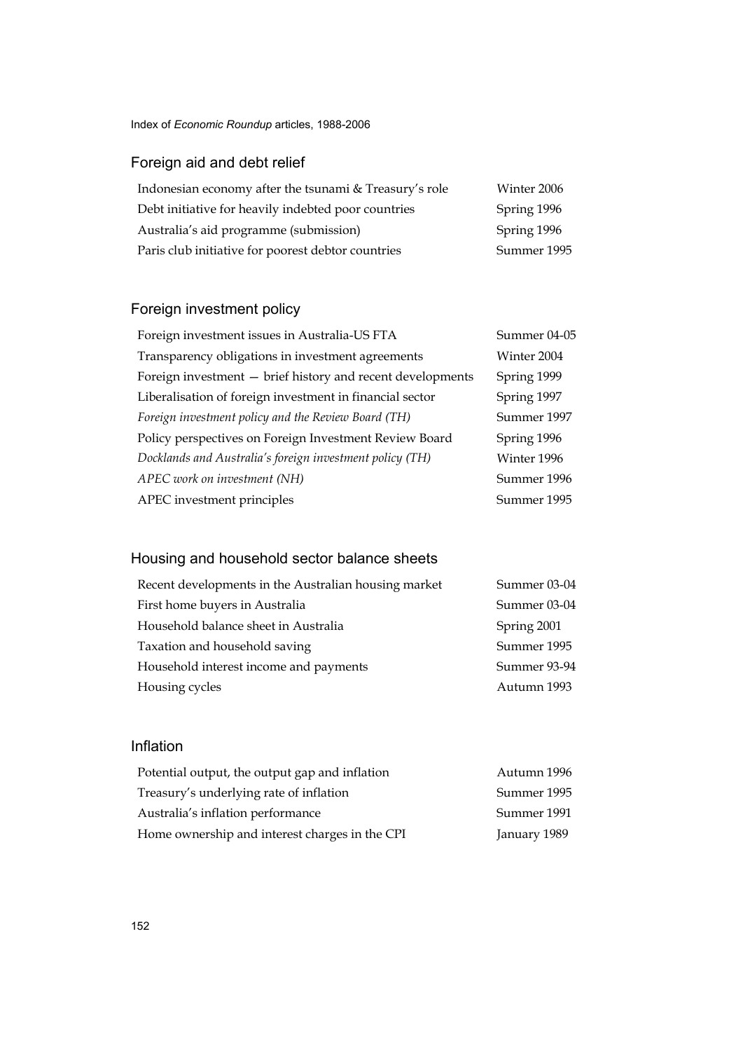## Foreign aid and debt relief

| | |
|---|---|
| Indonesian economy after the tsunami & Treasury's role | Winter 2006 |
| Debt initiative for heavily indebted poor countries | Spring 1996 |
| Australia's aid programme (submission) | Spring 1996 |
| Paris club initiative for poorest debtor countries | Summer 1995 |

## Foreign investment policy

| | |
|---|---|
| Foreign investment issues in Australia-US FTA | Summer 04-05 |
| Transparency obligations in investment agreements | Winter 2004 |
| Foreign investment — brief history and recent developments | Spring 1999 |
| Liberalisation of foreign investment in financial sector | Spring 1997 |
| *Foreign investment policy and the Review Board (TH)* | Summer 1997 |
| Policy perspectives on Foreign Investment Review Board | Spring 1996 |
| *Docklands and Australia's foreign investment policy (TH)* | Winter 1996 |
| *APEC work on investment (NH)* | Summer 1996 |
| APEC investment principles | Summer 1995 |

## Housing and household sector balance sheets

| | |
|---|---|
| Recent developments in the Australian housing market | Summer 03-04 |
| First home buyers in Australia | Summer 03-04 |
| Household balance sheet in Australia | Spring 2001 |
| Taxation and household saving | Summer 1995 |
| Household interest income and payments | Summer 93-94 |
| Housing cycles | Autumn 1993 |

## Inflation

| | |
|---|---|
| Potential output, the output gap and inflation | Autumn 1996 |
| Treasury's underlying rate of inflation | Summer 1995 |
| Australia's inflation performance | Summer 1991 |
| Home ownership and interest charges in the CPI | January 1989 |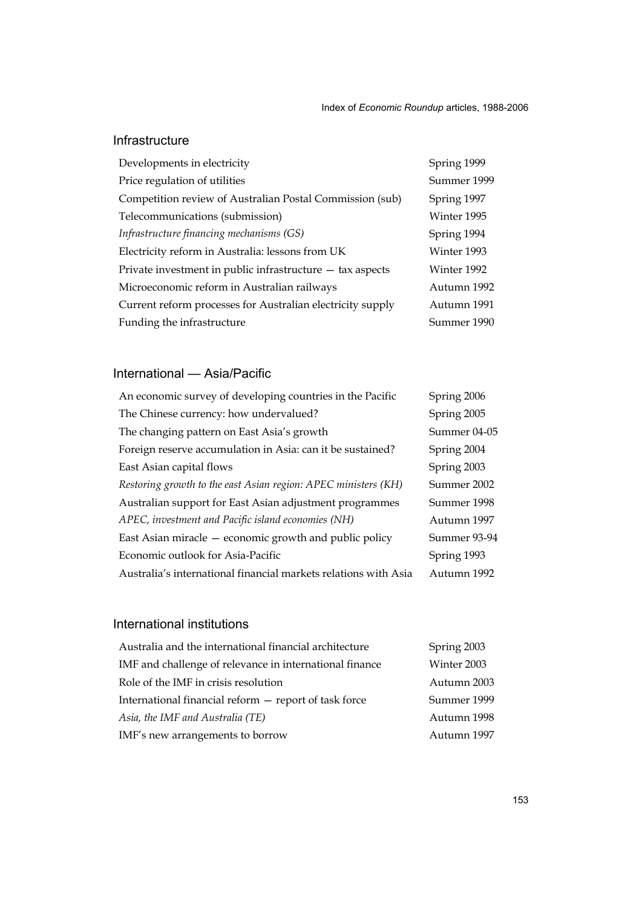## Infrastructure

| | |
|---|---|
| Developments in electricity | Spring 1999 |
| Price regulation of utilities | Summer 1999 |
| Competition review of Australian Postal Commission (sub) | Spring 1997 |
| Telecommunications (submission) | Winter 1995 |
| *Infrastructure financing mechanisms (GS)* | Spring 1994 |
| Electricity reform in Australia: lessons from UK | Winter 1993 |
| Private investment in public infrastructure — tax aspects | Winter 1992 |
| Microeconomic reform in Australian railways | Autumn 1992 |
| Current reform processes for Australian electricity supply | Autumn 1991 |
| Funding the infrastructure | Summer 1990 |

## International — Asia/Pacific

| | |
|---|---|
| An economic survey of developing countries in the Pacific | Spring 2006 |
| The Chinese currency: how undervalued? | Spring 2005 |
| The changing pattern on East Asia's growth | Summer 04-05 |
| Foreign reserve accumulation in Asia: can it be sustained? | Spring 2004 |
| East Asian capital flows | Spring 2003 |
| *Restoring growth to the east Asian region: APEC ministers (KH)* | Summer 2002 |
| Australian support for East Asian adjustment programmes | Summer 1998 |
| *APEC, investment and Pacific island economies (NH)* | Autumn 1997 |
| East Asian miracle — economic growth and public policy | Summer 93-94 |
| Economic outlook for Asia-Pacific | Spring 1993 |
| Australia's international financial markets relations with Asia | Autumn 1992 |

## International institutions

| | |
|---|---|
| Australia and the international financial architecture | Spring 2003 |
| IMF and challenge of relevance in international finance | Winter 2003 |
| Role of the IMF in crisis resolution | Autumn 2003 |
| International financial reform — report of task force | Summer 1999 |
| *Asia, the IMF and Australia (TE)* | Autumn 1998 |
| IMF's new arrangements to borrow | Autumn 1997 |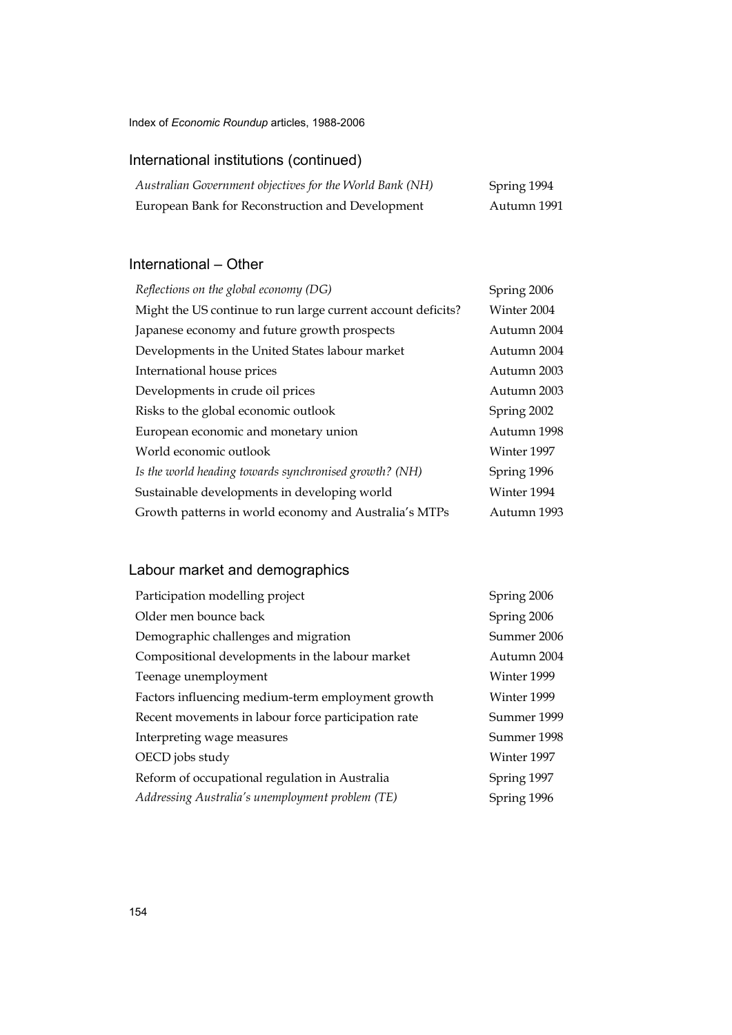## International institutions (continued)

| | |
|---|---|
| *Australian Government objectives for the World Bank (NH)* | Spring 1994 |
| European Bank for Reconstruction and Development | Autumn 1991 |

## International – Other

| | |
|---|---|
| *Reflections on the global economy (DG)* | Spring 2006 |
| Might the US continue to run large current account deficits? | Winter 2004 |
| Japanese economy and future growth prospects | Autumn 2004 |
| Developments in the United States labour market | Autumn 2004 |
| International house prices | Autumn 2003 |
| Developments in crude oil prices | Autumn 2003 |
| Risks to the global economic outlook | Spring 2002 |
| European economic and monetary union | Autumn 1998 |
| World economic outlook | Winter 1997 |
| *Is the world heading towards synchronised growth? (NH)* | Spring 1996 |
| Sustainable developments in developing world | Winter 1994 |
| Growth patterns in world economy and Australia's MTPs | Autumn 1993 |

## Labour market and demographics

| | |
|---|---|
| Participation modelling project | Spring 2006 |
| Older men bounce back | Spring 2006 |
| Demographic challenges and migration | Summer 2006 |
| Compositional developments in the labour market | Autumn 2004 |
| Teenage unemployment | Winter 1999 |
| Factors influencing medium-term employment growth | Winter 1999 |
| Recent movements in labour force participation rate | Summer 1999 |
| Interpreting wage measures | Summer 1998 |
| OECD jobs study | Winter 1997 |
| Reform of occupational regulation in Australia | Spring 1997 |
| *Addressing Australia's unemployment problem (TE)* | Spring 1996 |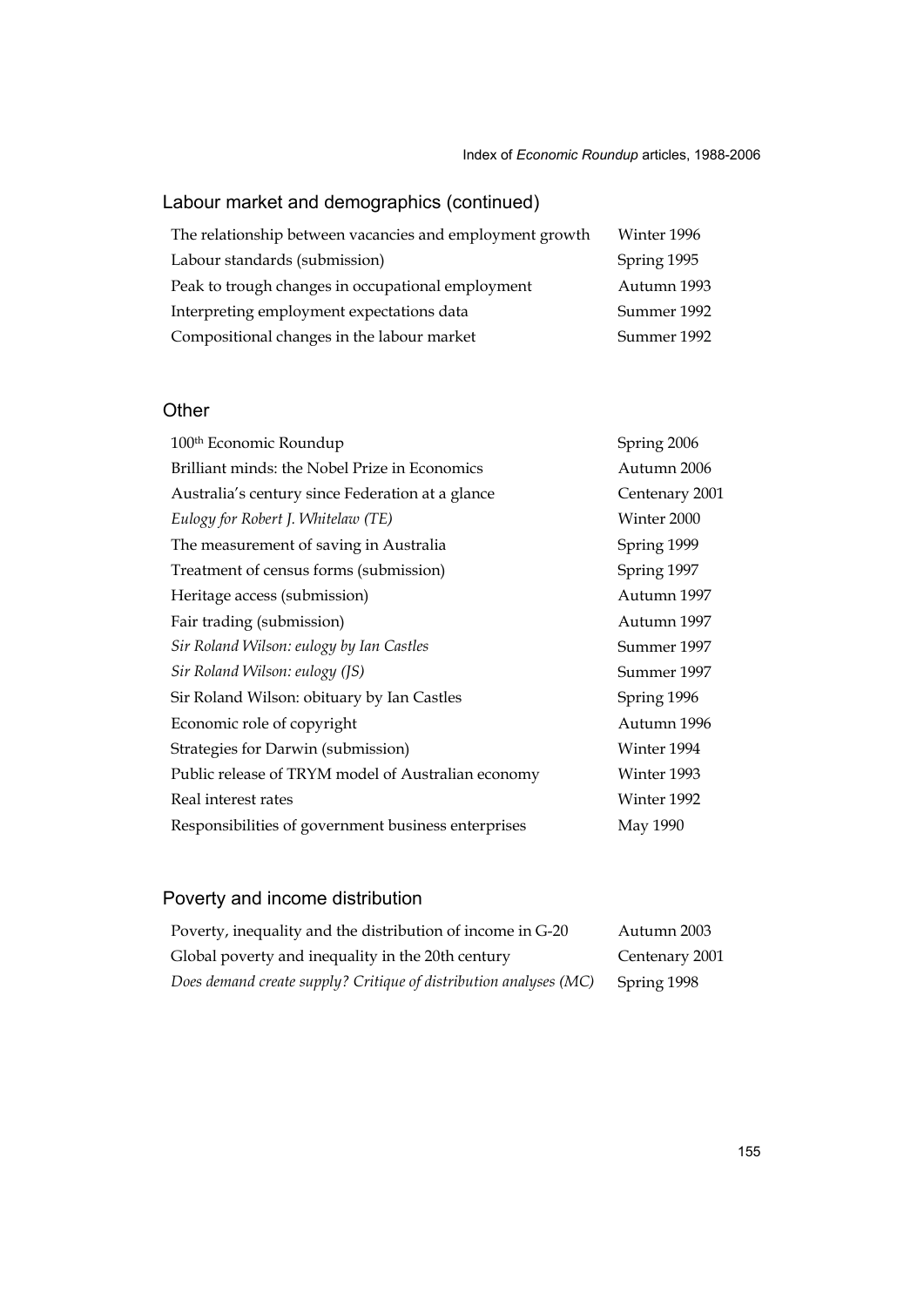## Labour market and demographics (continued)

| | |
|---|---|
| The relationship between vacancies and employment growth | Winter 1996 |
| Labour standards (submission) | Spring 1995 |
| Peak to trough changes in occupational employment | Autumn 1993 |
| Interpreting employment expectations data | Summer 1992 |
| Compositional changes in the labour market | Summer 1992 |

## Other

| | |
|---|---|
| 100th Economic Roundup | Spring 2006 |
| Brilliant minds: the Nobel Prize in Economics | Autumn 2006 |
| Australia's century since Federation at a glance | Centenary 2001 |
| *Eulogy for Robert J. Whitelaw (TE)* | Winter 2000 |
| The measurement of saving in Australia | Spring 1999 |
| Treatment of census forms (submission) | Spring 1997 |
| Heritage access (submission) | Autumn 1997 |
| Fair trading (submission) | Autumn 1997 |
| *Sir Roland Wilson: eulogy by Ian Castles* | Summer 1997 |
| *Sir Roland Wilson: eulogy (JS)* | Summer 1997 |
| Sir Roland Wilson: obituary by Ian Castles | Spring 1996 |
| Economic role of copyright | Autumn 1996 |
| Strategies for Darwin (submission) | Winter 1994 |
| Public release of TRYM model of Australian economy | Winter 1993 |
| Real interest rates | Winter 1992 |
| Responsibilities of government business enterprises | May 1990 |

## Poverty and income distribution

| | |
|---|---|
| Poverty, inequality and the distribution of income in G-20 | Autumn 2003 |
| Global poverty and inequality in the 20th century | Centenary 2001 |
| *Does demand create supply? Critique of distribution analyses (MC)* | Spring 1998 |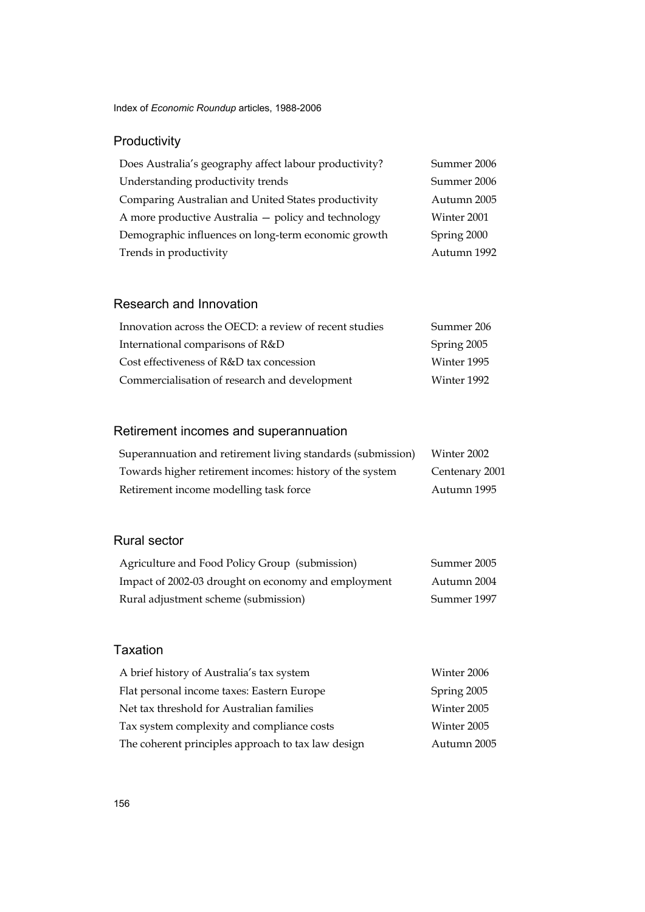## Productivity

| | |
|---|---|
| Does Australia's geography affect labour productivity? | Summer 2006 |
| Understanding productivity trends | Summer 2006 |
| Comparing Australian and United States productivity | Autumn 2005 |
| A more productive Australia — policy and technology | Winter 2001 |
| Demographic influences on long-term economic growth | Spring 2000 |
| Trends in productivity | Autumn 1992 |

## Research and Innovation

| | |
|---|---|
| Innovation across the OECD: a review of recent studies | Summer 206 |
| International comparisons of R&D | Spring 2005 |
| Cost effectiveness of R&D tax concession | Winter 1995 |
| Commercialisation of research and development | Winter 1992 |

## Retirement incomes and superannuation

| | |
|---|---|
| Superannuation and retirement living standards (submission) | Winter 2002 |
| Towards higher retirement incomes: history of the system | Centenary 2001 |
| Retirement income modelling task force | Autumn 1995 |

## Rural sector

| | |
|---|---|
| Agriculture and Food Policy Group (submission) | Summer 2005 |
| Impact of 2002-03 drought on economy and employment | Autumn 2004 |
| Rural adjustment scheme (submission) | Summer 1997 |

## Taxation

| | |
|---|---|
| A brief history of Australia's tax system | Winter 2006 |
| Flat personal income taxes: Eastern Europe | Spring 2005 |
| Net tax threshold for Australian families | Winter 2005 |
| Tax system complexity and compliance costs | Winter 2005 |
| The coherent principles approach to tax law design | Autumn 2005 |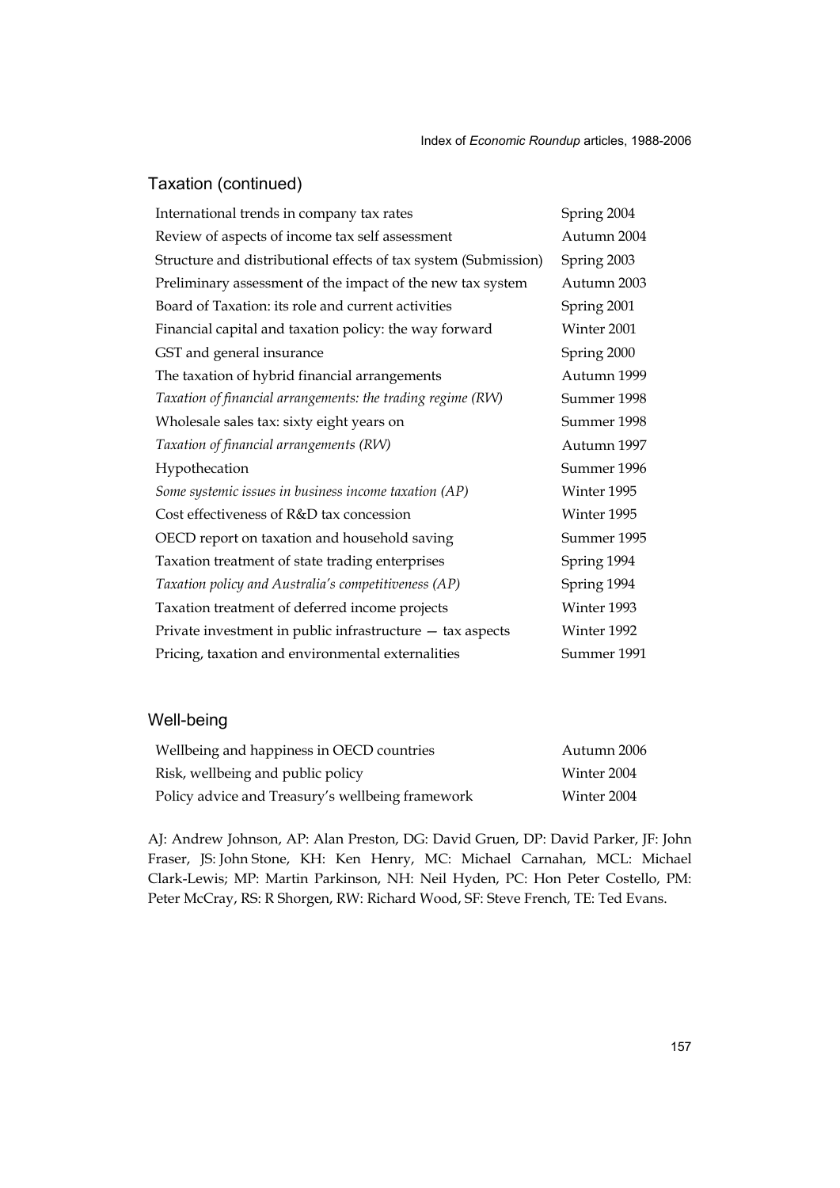## Taxation (continued)

| | |
|---|---|
| International trends in company tax rates | Spring 2004 |
| Review of aspects of income tax self assessment | Autumn 2004 |
| Structure and distributional effects of tax system (Submission) | Spring 2003 |
| Preliminary assessment of the impact of the new tax system | Autumn 2003 |
| Board of Taxation: its role and current activities | Spring 2001 |
| Financial capital and taxation policy: the way forward | Winter 2001 |
| GST and general insurance | Spring 2000 |
| The taxation of hybrid financial arrangements | Autumn 1999 |
| *Taxation of financial arrangements: the trading regime (RW)* | Summer 1998 |
| Wholesale sales tax: sixty eight years on | Summer 1998 |
| *Taxation of financial arrangements (RW)* | Autumn 1997 |
| Hypothecation | Summer 1996 |
| *Some systemic issues in business income taxation (AP)* | Winter 1995 |
| Cost effectiveness of R&D tax concession | Winter 1995 |
| OECD report on taxation and household saving | Summer 1995 |
| Taxation treatment of state trading enterprises | Spring 1994 |
| *Taxation policy and Australia's competitiveness (AP)* | Spring 1994 |
| Taxation treatment of deferred income projects | Winter 1993 |
| Private investment in public infrastructure — tax aspects | Winter 1992 |
| Pricing, taxation and environmental externalities | Summer 1991 |

## Well-being

| | |
|---|---|
| Wellbeing and happiness in OECD countries | Autumn 2006 |
| Risk, wellbeing and public policy | Winter 2004 |
| Policy advice and Treasury's wellbeing framework | Winter 2004 |

AJ: Andrew Johnson, AP: Alan Preston, DG: David Gruen, DP: David Parker, JF: John Fraser, JS: John Stone, KH: Ken Henry, MC: Michael Carnahan, MCL: Michael Clark-Lewis; MP: Martin Parkinson, NH: Neil Hyden, PC: Hon Peter Costello, PM: Peter McCray, RS: R Shorgen, RW: Richard Wood, SF: Steve French, TE: Ted Evans.